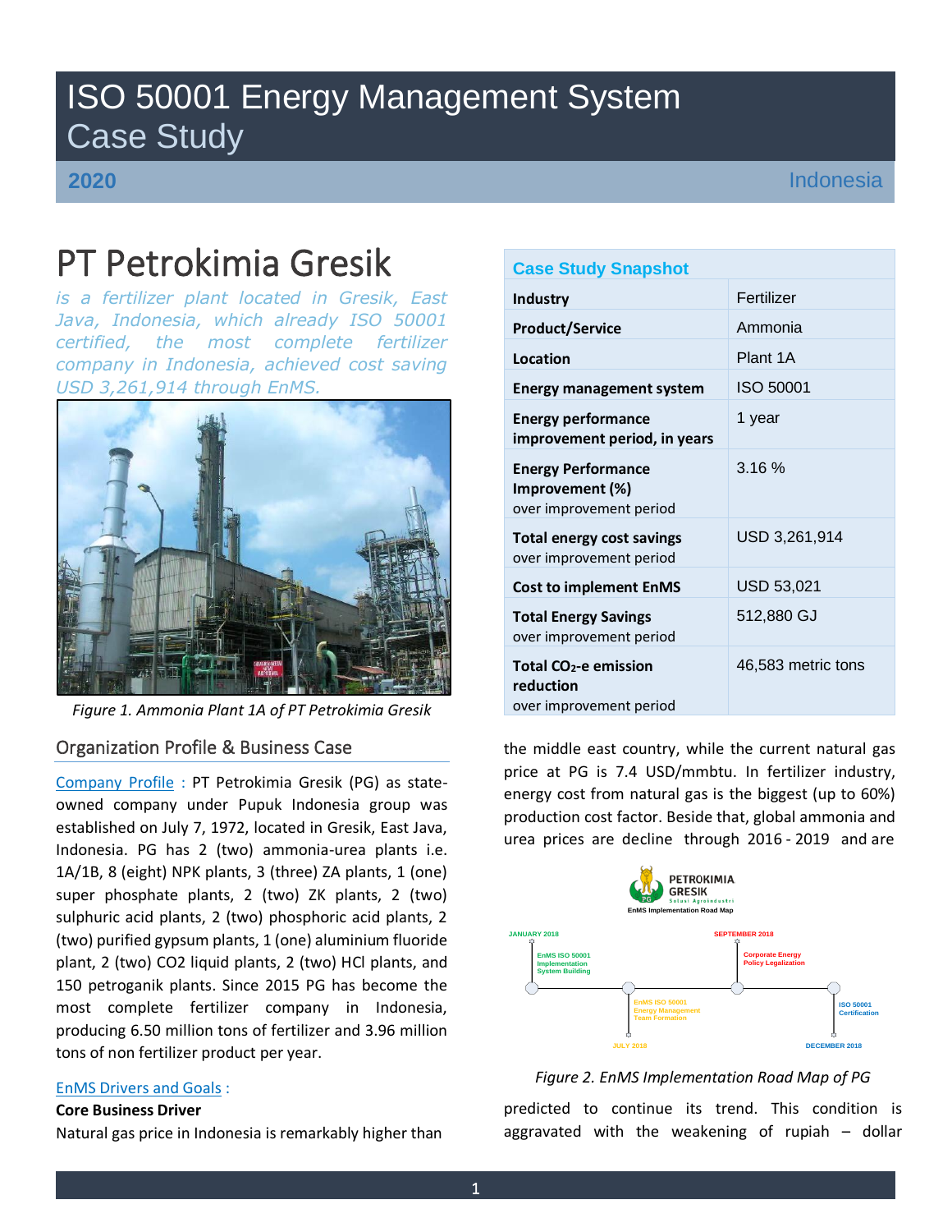# ISO 50001 Energy Management System Case Study

**2020** Indonesia

# PT Petrokimia Gresik

*is a fertilizer plant located in Gresik, East Java, Indonesia, which already ISO 50001 certified, the most complete fertilizer company in Indonesia, achieved cost saving USD 3,261,914 through EnMS.*

*Figure 1. Ammonia Plant 1A of PT Petrokimia Gresik*

## Organization Profile & Business Case

Company Profile : PT Petrokimia Gresik (PG) as state-owned company under Pupuk Indonesia group was established on July 7, 1972, located in Gresik, East Java, Indonesia. PG has 2 (two) ammonia-urea plants i.e. 1A/1B, 8 (eight) NPK plants, 3 (three) ZA plants, 1 (one) super phosphate plants, 2 (two) ZK plants, 2 (two) sulphuric acid plants, 2 (two) phosphoric acid plants, 2 (two) purified gypsum plants, 1 (one) aluminium fluoride plant, 2 (two) CO2 liquid plants, 2 (two) HCl plants, and 150 petroganik plants. Since 2015 PG has become the most complete fertilizer company in Indonesia, producing 6.50 million tons of fertilizer and 3.96 million tons of non fertilizer product per year.

EnMS Drivers and Goals :

**Core Business Driver**

Natural gas price in Indonesia is remarkably higher than the middle east country, while the current natural gas price at PG is 7.4 USD/mmbtu. In fertilizer industry, energy cost from natural gas is the biggest (up to 60%) production cost factor. Beside that, global ammonia and urea prices are decline through 2016 - 2019 and are predicted to continue its trend. This condition is aggravated with the weakening of rupiah – dollar

| Case Study Snapshot | |
|---|---|
| **Industry** | Fertilizer |
| **Product/Service** | Ammonia |
| **Location** | Plant 1A |
| **Energy management system** | ISO 50001 |
| **Energy performance improvement period, in years** | 1 year |
| **Energy Performance Improvement (%)** over improvement period | 3.16 % |
| **Total energy cost savings** over improvement period | USD 3,261,914 |
| **Cost to implement EnMS** | USD 53,021 |
| **Total Energy Savings** over improvement period | 512,880 GJ |
| **Total $CO_2$-e emission reduction** over improvement period | 46,583 metric tons |

PETROKIMIA GRESIK – EnMS Implementation Road Map

- JANUARY 2018: EnMS ISO 50001 Implementation System Building
- JULY 2018: EnMS ISO 50001 Energy Management Team Formation
- SEPTEMBER 2018: Corporate Energy Policy Legalization
- DECEMBER 2018: ISO 50001 Certification

*Figure 2. EnMS Implementation Road Map of PG*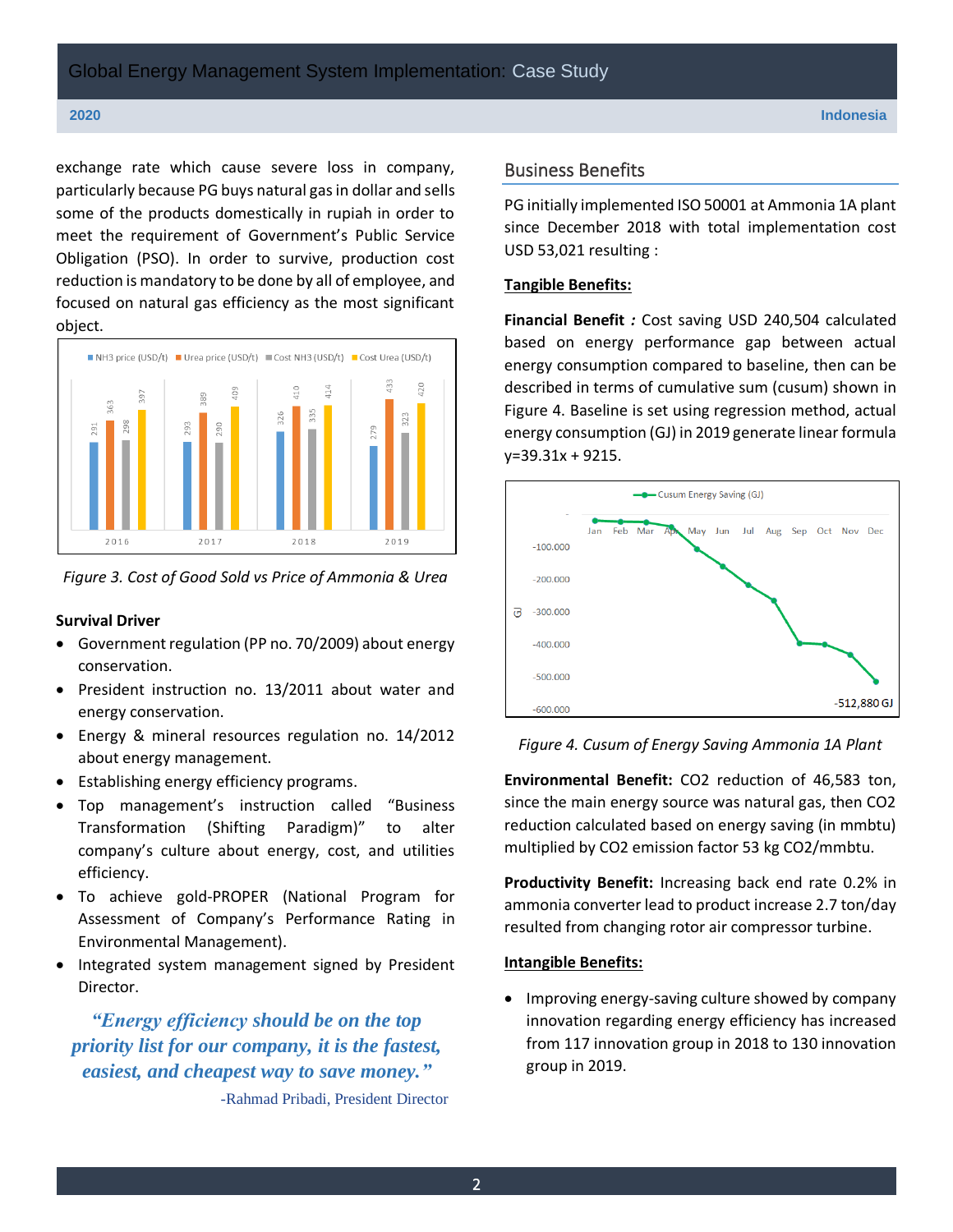exchange rate which cause severe loss in company, particularly because PG buys natural gas in dollar and sells some of the products domestically in rupiah in order to meet the requirement of Government's Public Service Obligation (PSO). In order to survive, production cost reduction is mandatory to be done by all of employee, and focused on natural gas efficiency as the most significant object.

*Figure 3. Cost of Good Sold vs Price of Ammonia & Urea*

**Survival Driver**

- Government regulation (PP no. 70/2009) about energy conservation.
- President instruction no. 13/2011 about water and energy conservation.
- Energy & mineral resources regulation no. 14/2012 about energy management.
- Establishing energy efficiency programs.
- Top management's instruction called "Business Transformation (Shifting Paradigm)" to alter company's culture about energy, cost, and utilities efficiency.
- To achieve gold-PROPER (National Program for Assessment of Company's Performance Rating in Environmental Management).
- Integrated system management signed by President Director.

> ***"Energy efficiency should be on the top priority list for our company, it is the fastest, easiest, and cheapest way to save money."***
>
> -Rahmad Pribadi, President Director

## Business Benefits

PG initially implemented ISO 50001 at Ammonia 1A plant since December 2018 with total implementation cost USD 53,021 resulting :

**Tangible Benefits:**

**Financial Benefit *:*** Cost saving USD 240,504 calculated based on energy performance gap between actual energy consumption compared to baseline, then can be described in terms of cumulative sum (cusum) shown in Figure 4. Baseline is set using regression method, actual energy consumption (GJ) in 2019 generate linear formula $y=39.31x + 9215$.

*Figure 4. Cusum of Energy Saving Ammonia 1A Plant*

**Environmental Benefit:** $CO_2$ reduction of 46,583 ton, since the main energy source was natural gas, then $CO_2$ reduction calculated based on energy saving (in mmbtu) multiplied by $CO_2$ emission factor 53 kg $CO_2$/mmbtu.

**Productivity Benefit:** Increasing back end rate 0.2% in ammonia converter lead to product increase 2.7 ton/day resulted from changing rotor air compressor turbine.

**Intangible Benefits:**

- Improving energy-saving culture showed by company innovation regarding energy efficiency has increased from 117 innovation group in 2018 to 130 innovation group in 2019.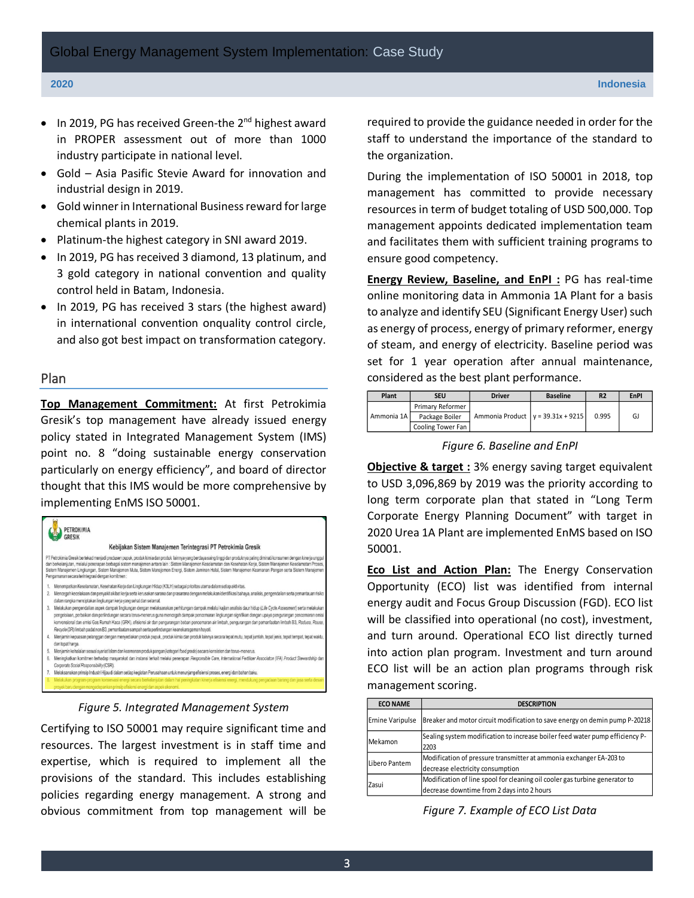- In 2019, PG has received Green-the 2nd highest award in PROPER assessment out of more than 1000 industry participate in national level.
- Gold – Asia Pasific Stevie Award for innovation and industrial design in 2019.
- Gold winner in International Business reward for large chemical plants in 2019.
- Platinum-the highest category in SNI award 2019.
- In 2019, PG has received 3 diamond, 13 platinum, and 3 gold category in national convention and quality control held in Batam, Indonesia.
- In 2019, PG has received 3 stars (the highest award) in international convention onquality control circle, and also got best impact on transformation category.

## Plan

**Top Management Commitment:** At first Petrokimia Gresik's top management have already issued energy policy stated in Integrated Management System (IMS) point no. 8 "doing sustainable energy conservation particularly on energy efficiency", and board of director thought that this IMS would be more comprehensive by implementing EnMS ISO 50001.

*Figure 5. Integrated Management System*

Certifying to ISO 50001 may require significant time and resources. The largest investment is in staff time and expertise, which is required to implement all the provisions of the standard. This includes establishing policies regarding energy management. A strong and obvious commitment from top management will be required to provide the guidance needed in order for the staff to understand the importance of the standard to the organization.

During the implementation of ISO 50001 in 2018, top management has committed to provide necessary resources in term of budget totaling of USD 500,000. Top management appoints dedicated implementation team and facilitates them with sufficient training programs to ensure good competency.

**Energy Review, Baseline, and EnPI :** PG has real-time online monitoring data in Ammonia 1A Plant for a basis to analyze and identify SEU (Significant Energy User) such as energy of process, energy of primary reformer, energy of steam, and energy of electricity. Baseline period was set for 1 year operation after annual maintenance, considered as the best plant performance.

| Plant | SEU | Driver | Baseline | R2 | EnPI |
|---|---|---|---|---|---|
| Ammonia 1A | Primary Reformer | Ammonia Product | y = 39.31x + 9215 | 0.995 | GJ |
| | Package Boiler | | | | |
| | Cooling Tower Fan | | | | |

*Figure 6. Baseline and EnPI*

**Objective & target :** 3% energy saving target equivalent to USD 3,096,869 by 2019 was the priority according to long term corporate plan that stated in "Long Term Corporate Energy Planning Document" with target in 2020 Urea 1A Plant are implemented EnMS based on ISO 50001.

**Eco List and Action Plan:** The Energy Conservation Opportunity (ECO) list was identified from internal energy audit and Focus Group Discussion (FGD). ECO list will be classified into operational (no cost), investment, and turn around. Operational ECO list directly turned into action plan program. Investment and turn around ECO list will be an action plan programs through risk management scoring.

| ECO NAME | DESCRIPTION |
|---|---|
| Ernine Varipulse | Breaker and motor circuit modification to save energy on demin pump P-20218 |
| Mekamon | Sealing system modification to increase boiler feed water pump efficiency P-2203 |
| Libero Pantem | Modification of pressure transmitter at ammonia exchanger EA-203 to decrease electricity consumption |
| Zasui | Modification of line spool for cleaning oil cooler gas turbine generator to decrease downtime from 2 days into 2 hours |

*Figure 7. Example of ECO List Data*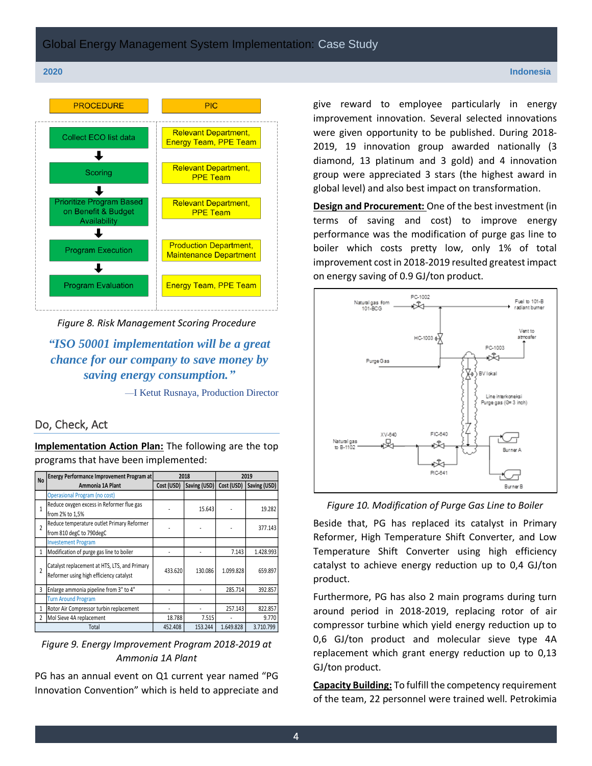| PROCEDURE | PIC |
|---|---|
| Collect ECO list data | Relevant Department, Energy Team, PPE Team |
| Scoring | Relevant Department, PPE Team |
| Prioritize Program Based on Benefit & Budget Availability | Relevant Department, PPE Team |
| Program Execution | Production Department, Maintenance Department |
| Program Evaluation | Energy Team, PPE Team |

*Figure 8. Risk Management Scoring Procedure*

> *"ISO 50001 implementation will be a great chance for our company to save money by saving energy consumption."*
>
> —I Ketut Rusnaya, Production Director

## Do, Check, Act

**Implementation Action Plan:** The following are the top programs that have been implemented:

| No | Energy Performance Improvement Program at Ammonia 1A Plant | 2018 | | 2019 | |
|---|---|---|---|---|---|
| | | Cost (USD) | Saving (USD) | Cost (USD) | Saving (USD) |
| | Operasional Program (no cost) | | | | |
| 1 | Reduce oxygen excess in Reformer flue gas from 2% to 1,5% | - | 15.643 | - | 19.282 |
| 2 | Reduce temperature outlet Primary Reformer from 810 degC to 790degC | - | - | - | 377.143 |
| | Investement Program | | | | |
| 1 | Modification of purge gas line to boiler | - | - | 7.143 | 1.428.993 |
| 2 | Catalyst replacement at HTS, LTS, and Primary Reformer using high efficiency catalyst | 433.620 | 130.086 | 1.099.828 | 659.897 |
| 3 | Enlarge ammonia pipeline from 3" to 4" | - | - | 285.714 | 392.857 |
| | Turn Around Program | | | | |
| 1 | Rotor Air Compressor turbin replacement | - | - | 257.143 | 822.857 |
| 2 | Mol Sieve 4A replacement | 18.788 | 7.515 | - | 9.770 |
| | Total | 452.408 | 153.244 | 1.649.828 | 3.710.799 |

*Figure 9. Energy Improvement Program 2018-2019 at Ammonia 1A Plant*

PG has an annual event on Q1 current year named "PG Innovation Convention" which is held to appreciate and give reward to employee particularly in energy improvement innovation. Several selected innovations were given opportunity to be published. During 2018-2019, 19 innovation group awarded nationally (3 diamond, 13 platinum and 3 gold) and 4 innovation group were appreciated 3 stars (the highest award in global level) and also best impact on transformation.

**Design and Procurement:** One of the best investment (in terms of saving and cost) to improve energy performance was the modification of purge gas line to boiler which costs pretty low, only 1% of total improvement cost in 2018-2019 resulted greatest impact on energy saving of 0.9 GJ/ton product.

*Figure 10. Modification of Purge Gas Line to Boiler*

Beside that, PG has replaced its catalyst in Primary Reformer, High Temperature Shift Converter, and Low Temperature Shift Converter using high efficiency catalyst to achieve energy reduction up to 0,4 GJ/ton product.

Furthermore, PG has also 2 main programs during turn around period in 2018-2019, replacing rotor of air compressor turbine which yield energy reduction up to 0,6 GJ/ton product and molecular sieve type 4A replacement which grant energy reduction up to 0,13 GJ/ton product.

**Capacity Building:** To fulfill the competency requirement of the team, 22 personnel were trained well. Petrokimia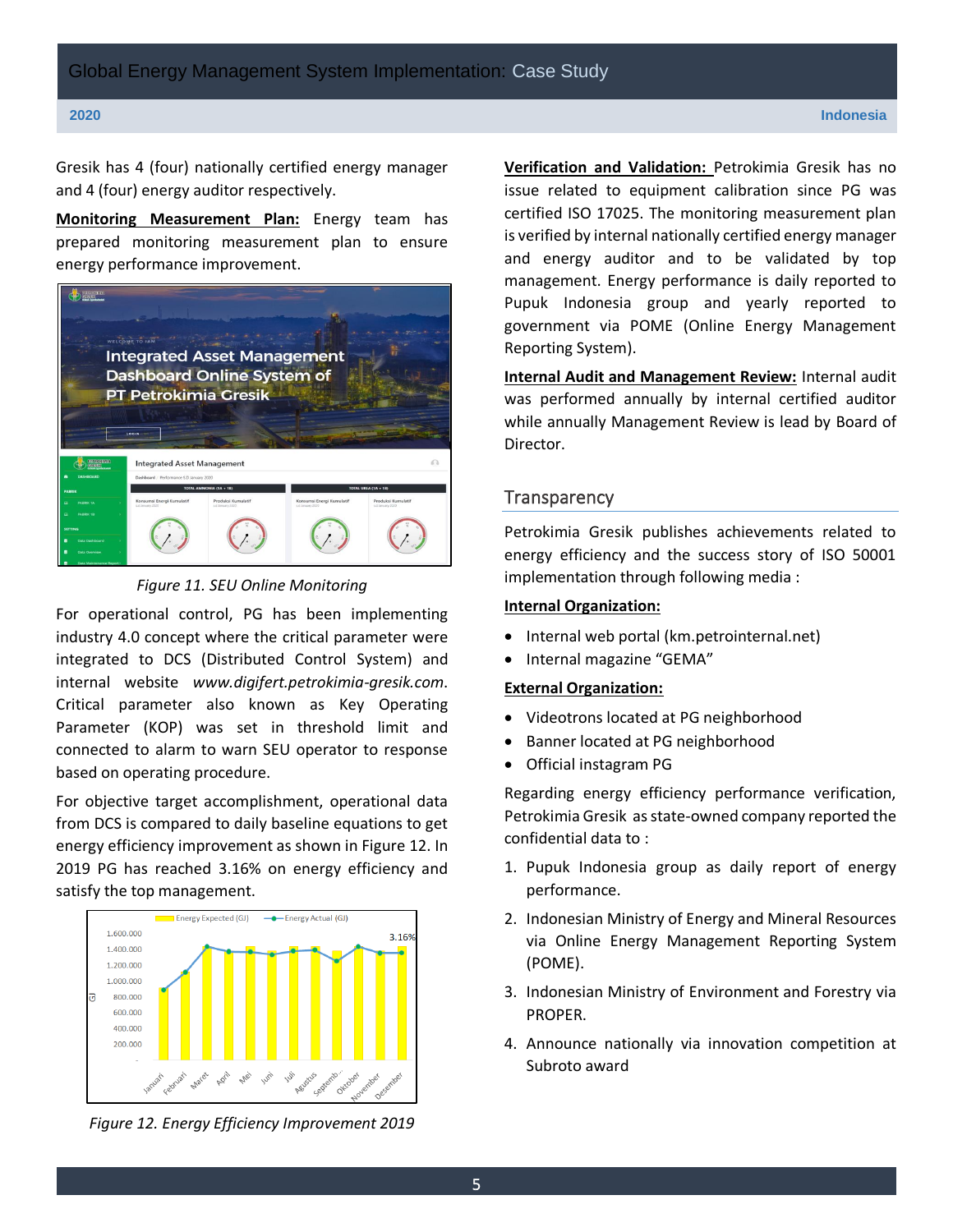Gresik has 4 (four) nationally certified energy manager and 4 (four) energy auditor respectively.

**Monitoring Measurement Plan:** Energy team has prepared monitoring measurement plan to ensure energy performance improvement.

*Figure 11. SEU Online Monitoring*

For operational control, PG has been implementing industry 4.0 concept where the critical parameter were integrated to DCS (Distributed Control System) and internal website *www.digifert.petrokimia-gresik.com*. Critical parameter also known as Key Operating Parameter (KOP) was set in threshold limit and connected to alarm to warn SEU operator to response based on operating procedure.

For objective target accomplishment, operational data from DCS is compared to daily baseline equations to get energy efficiency improvement as shown in Figure 12. In 2019 PG has reached 3.16% on energy efficiency and satisfy the top management.

*Figure 12. Energy Efficiency Improvement 2019*

**Verification and Validation:** Petrokimia Gresik has no issue related to equipment calibration since PG was certified ISO 17025. The monitoring measurement plan is verified by internal nationally certified energy manager and energy auditor and to be validated by top management. Energy performance is daily reported to Pupuk Indonesia group and yearly reported to government via POME (Online Energy Management Reporting System).

**Internal Audit and Management Review:** Internal audit was performed annually by internal certified auditor while annually Management Review is lead by Board of Director.

## Transparency

Petrokimia Gresik publishes achievements related to energy efficiency and the success story of ISO 50001 implementation through following media :

**Internal Organization:**

- Internal web portal (km.petrointernal.net)
- Internal magazine "GEMA"

**External Organization:**

- Videotrons located at PG neighborhood
- Banner located at PG neighborhood
- Official instagram PG

Regarding energy efficiency performance verification, Petrokimia Gresik as state-owned company reported the confidential data to :

1. Pupuk Indonesia group as daily report of energy performance.
2. Indonesian Ministry of Energy and Mineral Resources via Online Energy Management Reporting System (POME).
3. Indonesian Ministry of Environment and Forestry via PROPER.
4. Announce nationally via innovation competition at Subroto award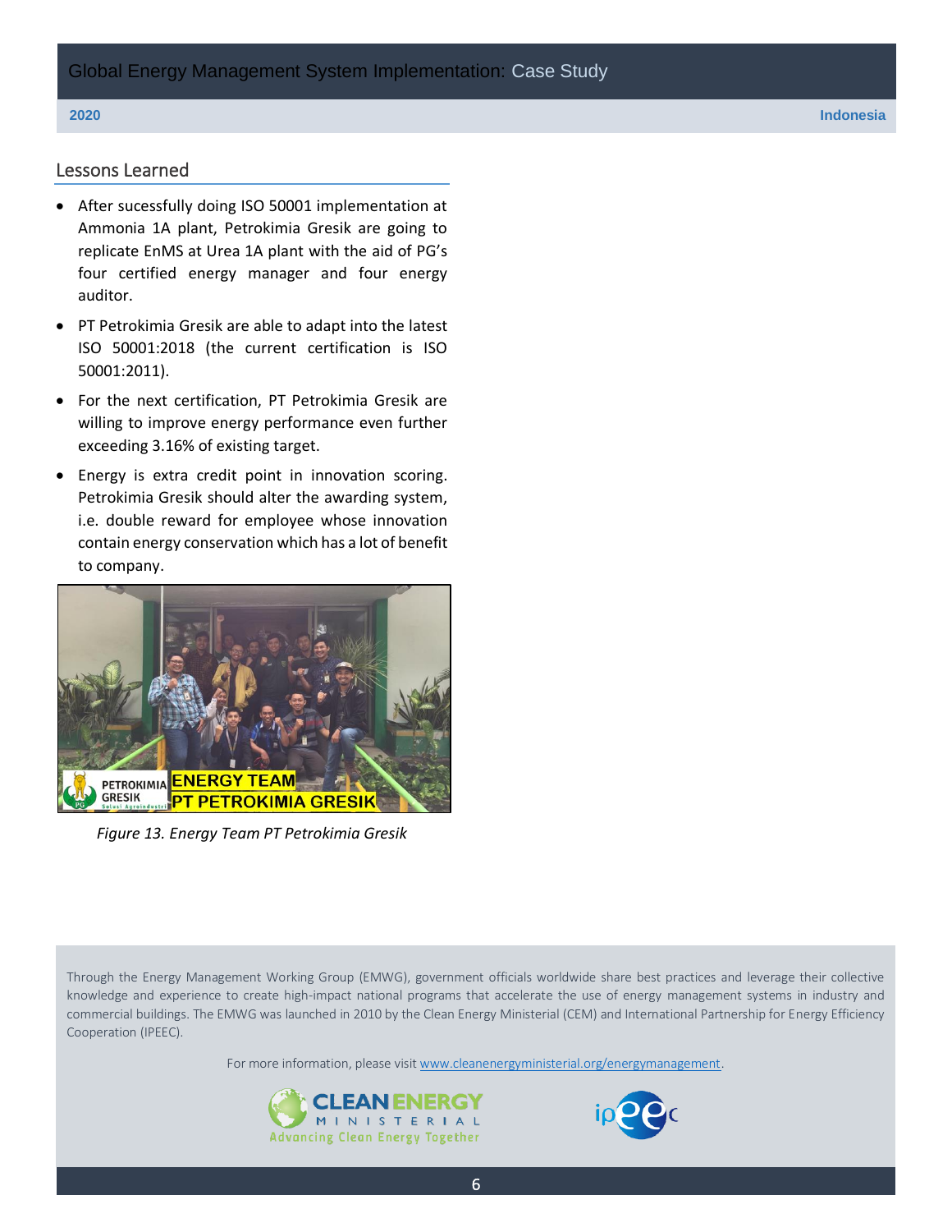## Lessons Learned

- After sucessfully doing ISO 50001 implementation at Ammonia 1A plant, Petrokimia Gresik are going to replicate EnMS at Urea 1A plant with the aid of PG's four certified energy manager and four energy auditor.
- PT Petrokimia Gresik are able to adapt into the latest ISO 50001:2018 (the current certification is ISO 50001:2011).
- For the next certification, PT Petrokimia Gresik are willing to improve energy performance even further exceeding 3.16% of existing target.
- Energy is extra credit point in innovation scoring. Petrokimia Gresik should alter the awarding system, i.e. double reward for employee whose innovation contain energy conservation which has a lot of benefit to company.

*Figure 13. Energy Team PT Petrokimia Gresik*

Through the Energy Management Working Group (EMWG), government officials worldwide share best practices and leverage their collective knowledge and experience to create high-impact national programs that accelerate the use of energy management systems in industry and commercial buildings. The EMWG was launched in 2010 by the Clean Energy Ministerial (CEM) and International Partnership for Energy Efficiency Cooperation (IPEEC).

For more information, please visit www.cleanenergyministerial.org/energymanagement.